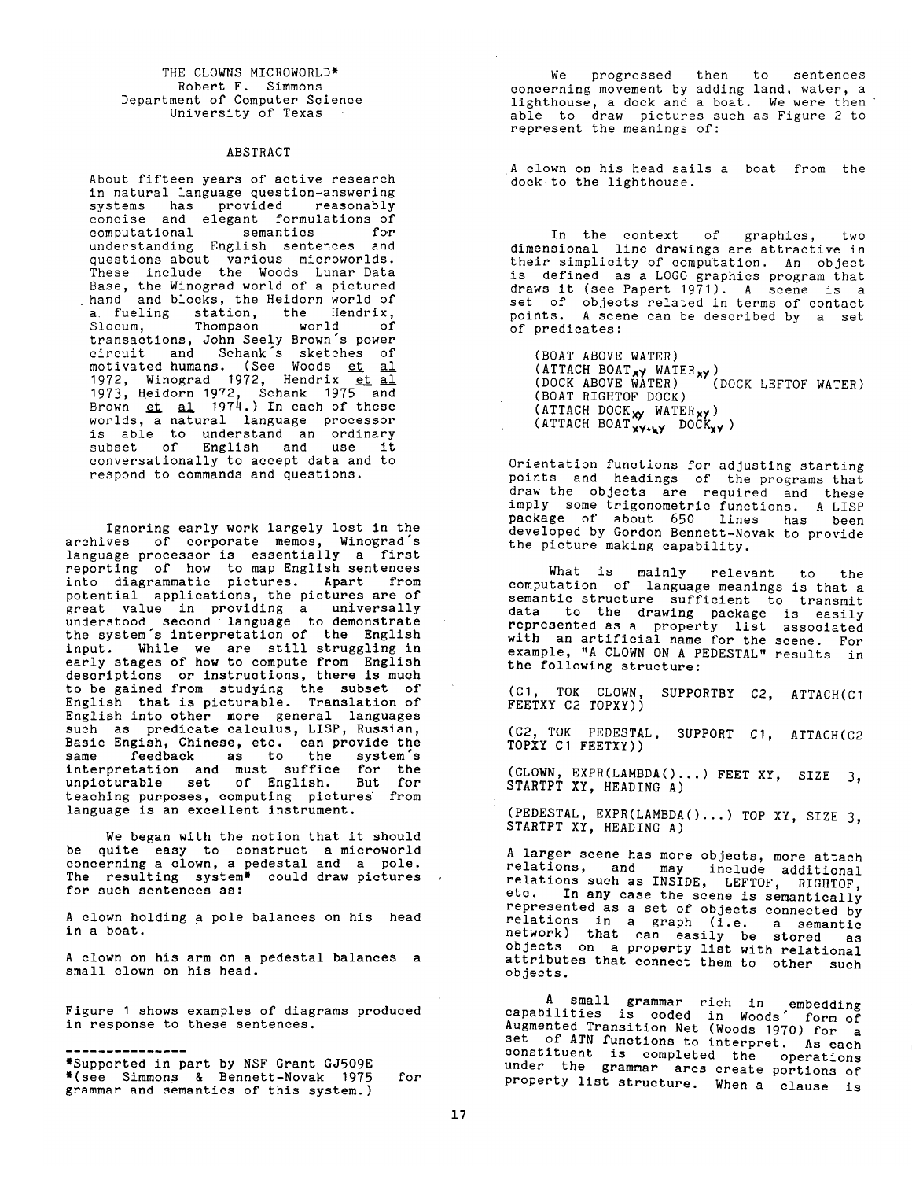# THE CLOWNS MICROWORLD*

Robert F. Simmons
Department of Computer Science
University of Texas

## ABSTRACT

About fifteen years of active research in natural language question-answering systems has provided reasonably concise and elegant formulations of computational semantics for understanding English sentences and questions about various microworlds. These include the Woods Lunar Data Base, the Winograd world of a pictured hand and blocks, the Heidorn world of a fueling station, the Hendrix, Slocum, Thompson world of transactions, John Seely Brown's power circuit and Schank's sketches of motivated humans. (See Woods et al 1972, Winograd 1972, Hendrix et al 1973, Heidorn 1972, Schank 1975 and Brown et al 1974.) In each of these worlds, a natural language processor is able to understand an ordinary subset of English and use it conversationally to accept data and to respond to commands and questions.

Ignoring early work largely lost in the archives of corporate memos, Winograd's language processor is essentially a first reporting of how to map English sentences into diagrammatic pictures. Apart from potential applications, the pictures are of great value in providing a universally understood second language to demonstrate the system's interpretation of the English input. While we are still struggling in early stages of how to compute from English descriptions or instructions, there is much to be gained from studying the subset of English that is picturable. Translation of English into other more general languages such as predicate calculus, LISP, Russian, Basic Engish, Chinese, etc. can provide the same feedback as to the system's interpretation and must suffice for the unpicturable set of English. But for teaching purposes, computing pictures from language is an excellent instrument.

We began with the notion that it should be quite easy to construct a microworld concerning a clown, a pedestal and a pole. The resulting system* could draw pictures for such sentences as:

A clown holding a pole balances on his head in a boat.

A clown on his arm on a pedestal balances a small clown on his head.

Figure 1 shows examples of diagrams produced in response to these sentences.

---

*Supported in part by NSF Grant GJ509E
*(see Simmons & Bennett-Novak 1975 for grammar and semantics of this system.)

We progressed then to sentences concerning movement by adding land, water, a lighthouse, a dock and a boat. We were then able to draw pictures such as Figure 2 to represent the meanings of:

A clown on his head sails a boat from the dock to the lighthouse.

In the context of graphics, two dimensional line drawings are attractive in their simplicity of computation. An object is defined as a LOGO graphics program that draws it (see Papert 1971). A scene is a set of objects related in terms of contact points. A scene can be described by a set of predicates:

(BOAT ABOVE WATER)
(ATTACH $BOAT_{xy}$ $WATER_{xy}$)
(DOCK ABOVE WATER) (DOCK LEFTOF WATER)
(BOAT RIGHTOF DOCK)
(ATTACH $DOCK_{xy}$ $WATER_{xy}$)
(ATTACH $BOAT_{xy+ky}$ $DOCK_{xy}$)

Orientation functions for adjusting starting points and headings of the programs that draw the objects are required and these imply some trigonometric functions. A LISP package of about 650 lines has been developed by Gordon Bennett-Novak to provide the picture making capability.

What is mainly relevant to the computation of language meanings is that a semantic structure sufficient to transmit data to the drawing package is easily represented as a property list associated with an artificial name for the scene. For example, "A CLOWN ON A PEDESTAL" results in the following structure:

(C1, TOK CLOWN, SUPPORTBY C2, ATTACH(C1 FEETXY C2 TOPXY))

(C2, TOK PEDESTAL, SUPPORT C1, ATTACH(C2 TOPXY C1 FEETXY))

(CLOWN, EXPR(LAMBDA()...) FEET XY, SIZE 3, STARTPT XY, HEADING A)

(PEDESTAL, EXPR(LAMBDA()...) TOP XY, SIZE 3, STARTPT XY, HEADING A)

A larger scene has more objects, more attach relations, and may include additional relations such as INSIDE, LEFTOF, RIGHTOF, etc. In any case the scene is semantically represented as a set of objects connected by relations in a graph (i.e. a semantic network) that can easily be stored as objects on a property list with relational attributes that connect them to other such objects.

A small grammar rich in embedding capabilities is coded in Woods' form of Augmented Transition Net (Woods 1970) for a set of ATN functions to interpret. As each constituent is completed the operations under the grammar arcs create portions of property list structure. When a clause is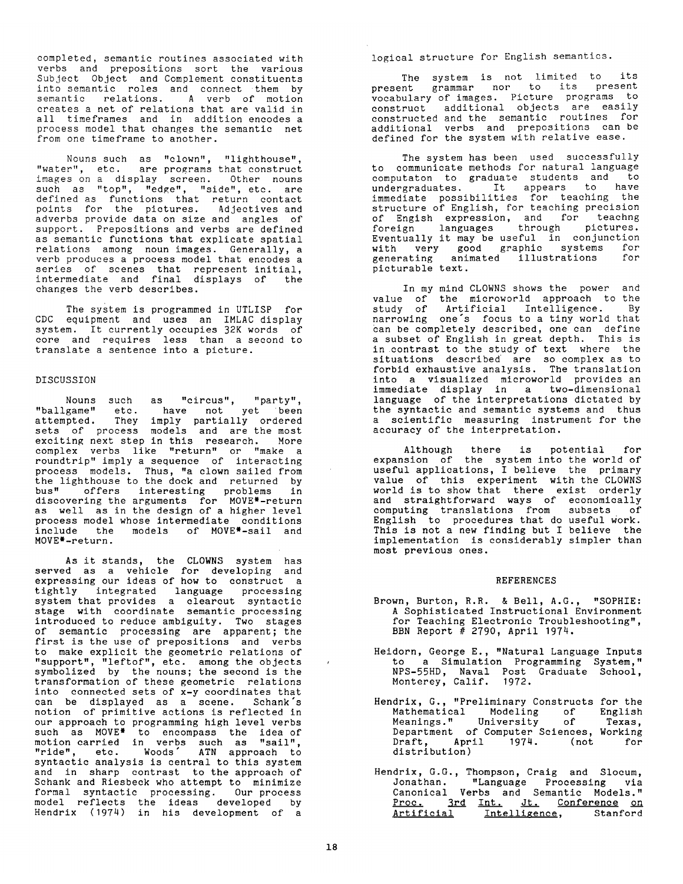completed, semantic routines associated with verbs and prepositions sort the various Subject Object and Complement constituents into semantic roles and connect them by semantic relations. A verb of motion creates a net of relations that are valid in all timeframes and in addition encodes a process model that changes the semantic net from one timeframe to another.

Nouns such as "clown", "lighthouse", "water", etc. are programs that construct images on a display screen. Other nouns such as "top", "edge", "side", etc. are defined as functions that return contact points for the pictures. Adjectives and adverbs provide data on size and angles of support. Prepositions and verbs are defined as semantic functions that explicate spatial relations among noun images. Generally, a verb produces a process model that encodes a series of scenes that represent initial, intermediate and final displays of the changes the verb describes.

The system is programmed in UTLISP for CDC equipment and uses an IMLAC display system. It currently occupies 32K words of core and requires less than a second to translate a sentence into a picture.

## DISCUSSION

Nouns such as "circus", "party", "ballgame" etc. have not yet been attempted. They imply partially ordered sets of process models and are the most exciting next step in this research. More complex verbs like "return" or "make a roundtrip" imply a sequence of interacting process models. Thus, "a clown sailed from the lighthouse to the dock and returned by bus" offers interesting problems in discovering the arguments for MOVE*-return as well as in the design of a higher level process model whose intermediate conditions include the models of MOVE*-sail and MOVE*-return.

As it stands, the CLOWNS system has served as a vehicle for developing and expressing our ideas of how to construct a tightly integrated language processing system that provides a clearcut syntactic stage with coordinate semantic processing introduced to reduce ambiguity. Two stages of semantic processing are apparent; the first is the use of prepositions and verbs to make explicit the geometric relations of "support", "leftof", etc. among the objects symbolized by the nouns; the second is the transformation of these geometric relations into connected sets of x-y coordinates that can be displayed as a scene. Schank's notion of primitive actions is reflected in our approach to programming high level verbs such as MOVE* to encompass the idea of motion carried in verbs such as "sail", "ride", etc. Woods' ATN approach to syntactic analysis is central to this system and in sharp contrast to the approach of Schank and Riesbeck who attempt to minimize formal syntactic processing. Our process model reflects the ideas developed by Hendrix (1974) in his development of a logical structure for English semantics.

The system is not limited to its present grammar nor to its present vocabulary of images. Picture programs to construct additional objects are easily constructed and the semantic routines for additional verbs and prepositions can be defined for the system with relative ease.

The system has been used successfully to communicate methods for natural language computaton to graduate students and to undergraduates. It appears to have immediate possibilities for teaching the structure of English, for teaching precision of English expression, and for teachng foreign languages through pictures. Eventually it may be useful in conjunction with very good graphic systems for generating animated illustrations for picturable text.

In my mind CLOWNS shows the power and value of the microworld approach to the study of Artificial Intelligence. By narrowing one's focus to a tiny world that can be completely described, one can define a subset of English in great depth. This is in contrast to the study of text where the situations described are so complex as to forbid exhaustive analysis. The translation into a visualized microworld provides an immediate display in a two-dimensional language of the interpretations dictated by the syntactic and semantic systems and thus a scientific measuring instrument for the accuracy of the interpretation.

Although there is potential for expansion of the system into the world of useful applications, I believe the primary value of this experiment with the CLOWNS world is to show that there exist orderly and straightforward ways of economically computing translations from subsets of English to procedures that do useful work. This is not a new finding but I believe the implementation is considerably simpler than most previous ones.

## REFERENCES

Brown, Burton, R.R. & Bell, A.G., "SOPHIE: A Sophisticated Instructional Environment for Teaching Electronic Troubleshooting", BBN Report # 2790, April 1974.

Heidorn, George E., "Natural Language Inputs to a Simulation Programming System," NPS-55HD, Naval Post Graduate School, Monterey, Calif. 1972.

Hendrix, G., "Preliminary Constructs for the Mathematical Modeling of English Meanings." University of Texas, Department of Computer Sciences, Working Draft, April 1974. (not for distribution)

Hendrix, G.G., Thompson, Craig and Slocum, Jonathan. "Language Processing via Canonical Verbs and Semantic Models." Proc. 3rd Int. Jt. Conference on Artificial Intelligence, Stanford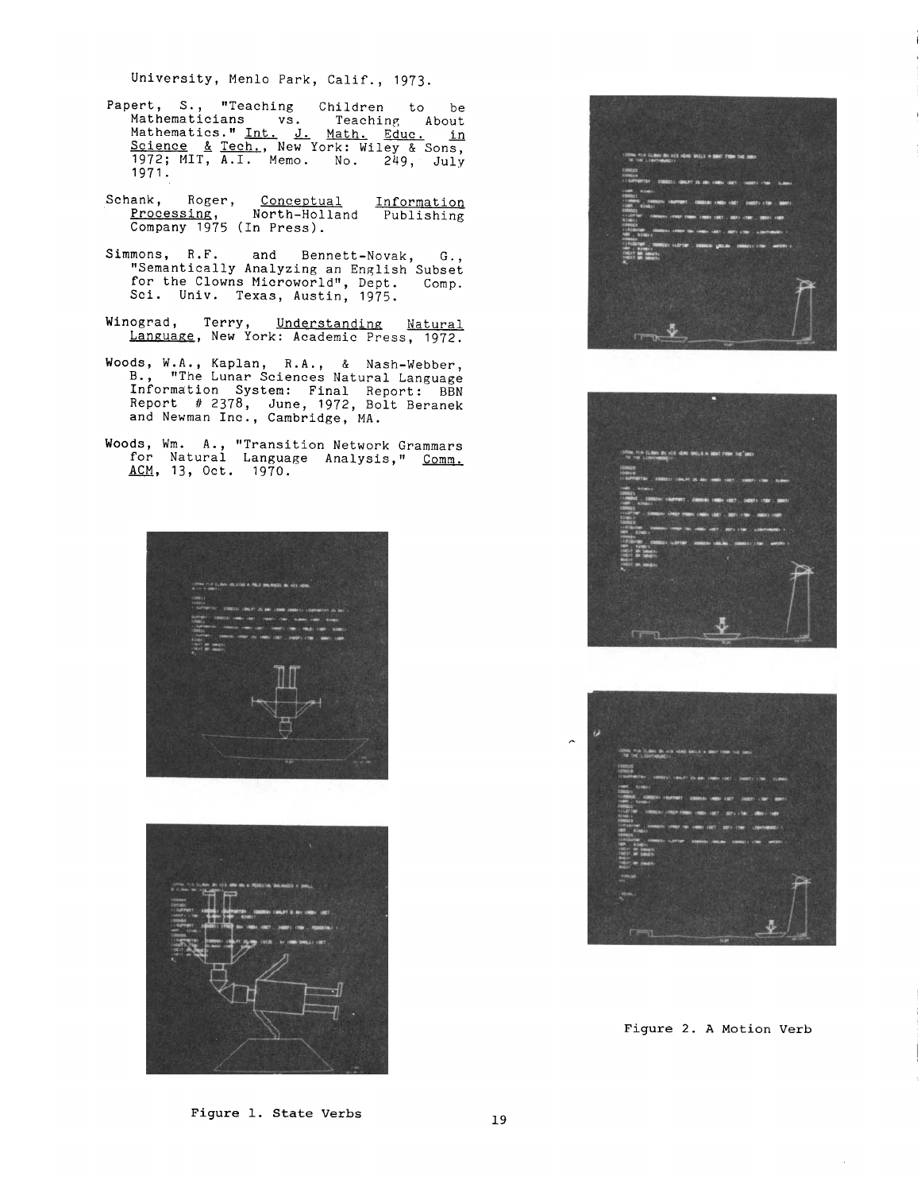University, Menlo Park, Calif., 1973.

Papert, S., "Teaching Children to be Mathematicians vs. Teaching About Mathematics." Int. J. Math. Educ. in Science & Tech., New York: Wiley & Sons, 1972; MIT, A.I. Memo. No. 249, July 1971.

Schank, Roger, Conceptual Information Processing, North-Holland Publishing Company 1975 (In Press).

Simmons, R.F. and Bennett-Novak, G., "Semantically Analyzing an English Subset for the Clowns Microworld", Dept. Comp. Sci. Univ. Texas, Austin, 1975.

Winograd, Terry, Understanding Natural Language, New York: Academic Press, 1972.

Woods, W.A., Kaplan, R.A., & Nash-Webber, B., "The Lunar Sciences Natural Language Information System: Final Report: BBN Report # 2378, June, 1972, Bolt Beranek and Newman Inc., Cambridge, MA.

Woods, Wm. A., "Transition Network Grammars for Natural Language Analysis," Comm. ACM, 13, Oct. 1970.

Figure 1. State Verbs

Figure 2. A Motion Verb